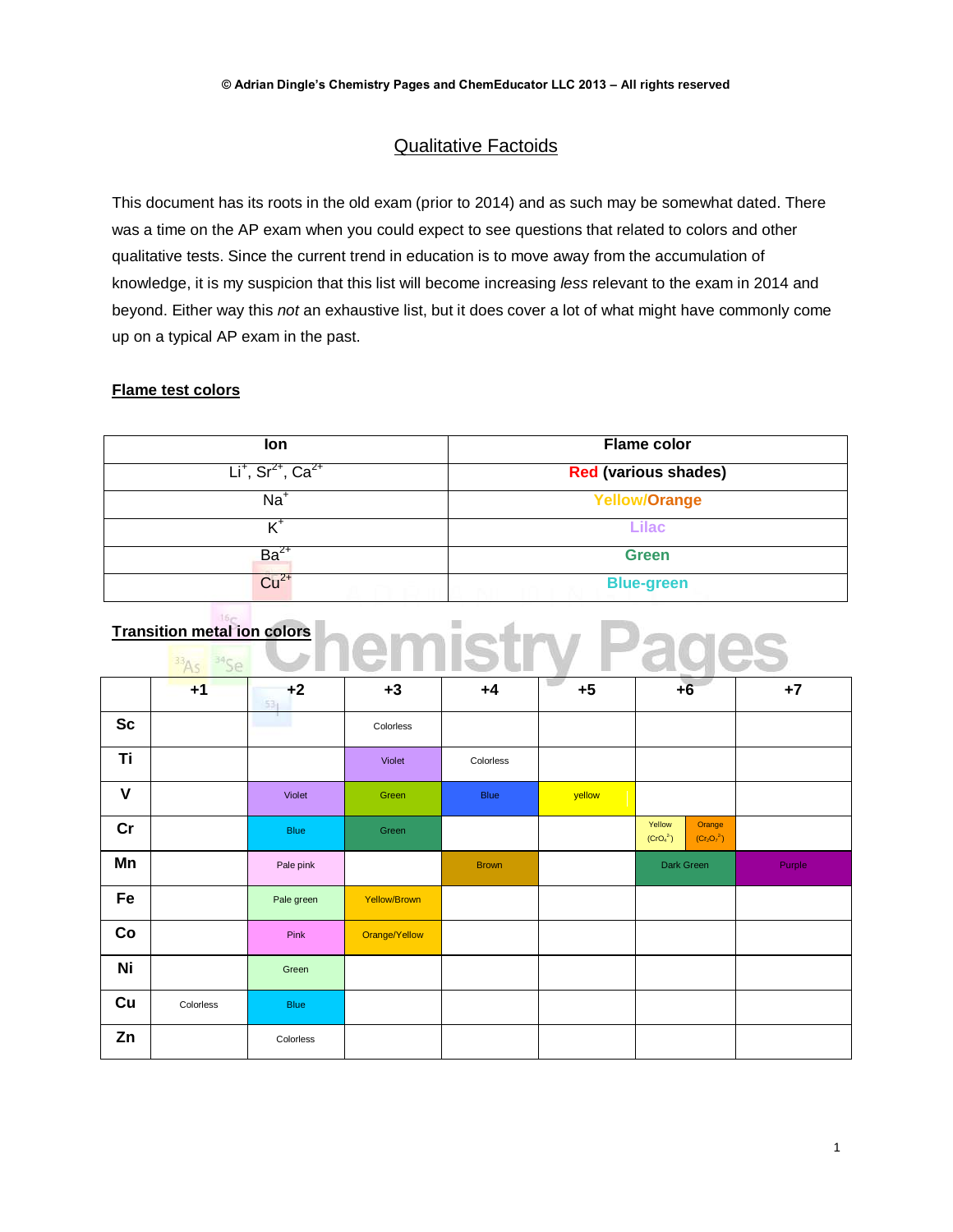© Adrian Dingle's Chemistry Pages and ChemEducator LLC 2013 – All rights reserved

# Qualitative Factoids

This document has its roots in the old exam (prior to 2014) and as such may be somewhat dated. There was a time on the AP exam when you could expect to see questions that related to colors and other qualitative tests. Since the current trend in education is to move away from the accumulation of knowledge, it is my suspicion that this list will become increasing *less* relevant to the exam in 2014 and beyond. Either way this *not* an exhaustive list, but it does cover a lot of what might have commonly come up on a typical AP exam in the past.

## Flame test colors

| Ion | Flame color |
|---|---|
| $Li^{+}$, $Sr^{2+}$, $Ca^{2+}$ | **Red (various shades)** |
| $Na^{+}$ | **Yellow/Orange** |
| $K^{+}$ | **Lilac** |
| $Ba^{2+}$ | **Green** |
| $Cu^{2+}$ | **Blue-green** |

## Transition metal ion colors

| | +1 | +2 | +3 | +4 | +5 | +6 | | +7 |
|---|---|---|---|---|---|---|---|---|
| **Sc** | | | Colorless | | | | | |
| **Ti** | | | Violet | Colorless | | | | |
| **V** | | Violet | Green | Blue | yellow | | | |
| **Cr** | | Blue | Green | | | Yellow ($CrO_4^{2-}$) | Orange ($Cr_2O_7^{2-}$) | |
| **Mn** | | Pale pink | | Brown | | Dark Green | | Purple |
| **Fe** | | Pale green | Yellow/Brown | | | | | |
| **Co** | | Pink | Orange/Yellow | | | | | |
| **Ni** | | Green | | | | | | |
| **Cu** | Colorless | Blue | | | | | | |
| **Zn** | | Colorless | | | | | | |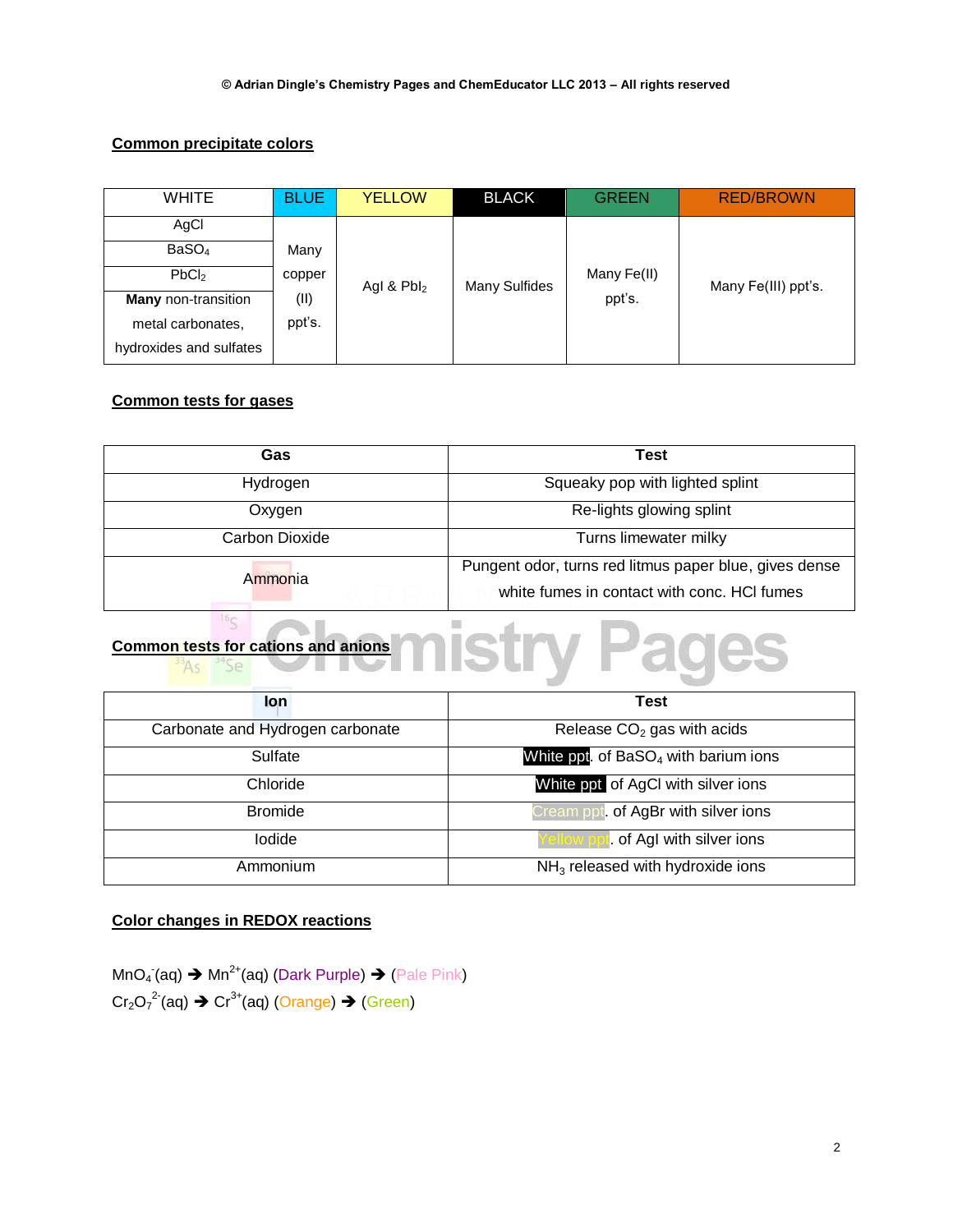## Common precipitate colors

| WHITE | BLUE | YELLOW | BLACK | GREEN | RED/BROWN |
|---|---|---|---|---|---|
| AgCl<br>$BaSO_4$<br>$PbCl_2$<br>**Many** non-transition metal carbonates, hydroxides and sulfates | Many copper (II) ppt's. | AgI & $PbI_2$ | Many Sulfides | Many Fe(II) ppt's. | Many Fe(III) ppt's. |

## Common tests for gases

| Gas | Test |
|---|---|
| Hydrogen | Squeaky pop with lighted splint |
| Oxygen | Re-lights glowing splint |
| Carbon Dioxide | Turns limewater milky |
| Ammonia | Pungent odor, turns red litmus paper blue, gives dense white fumes in contact with conc. HCl fumes |

## Common tests for cations and anions

| Ion | Test |
|---|---|
| Carbonate and Hydrogen carbonate | Release $CO_2$ gas with acids |
| Sulfate | White ppt. of $BaSO_4$ with barium ions |
| Chloride | White ppt of AgCl with silver ions |
| Bromide | Cream ppt. of AgBr with silver ions |
| Iodide | Yellow ppt. of AgI with silver ions |
| Ammonium | $NH_3$ released with hydroxide ions |

## Color changes in REDOX reactions

$MnO_4^-$(aq) ➔ $Mn^{2+}$(aq) (Dark Purple) ➔ (Pale Pink)

$Cr_2O_7^{2-}$(aq) ➔ $Cr^{3+}$(aq) (Orange) ➔ (Green)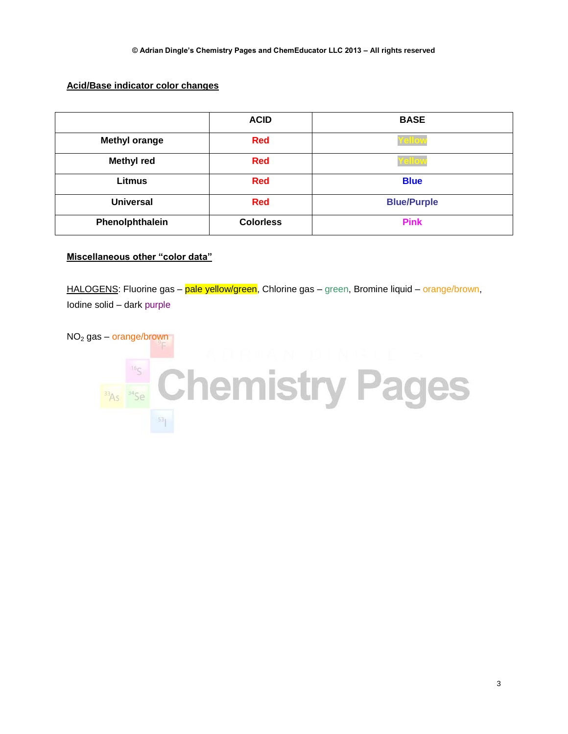## Acid/Base indicator color changes

| | ACID | BASE |
|---|---|---|
| **Methyl orange** | **Red** | **Yellow** |
| **Methyl red** | **Red** | **Yellow** |
| **Litmus** | **Red** | **Blue** |
| **Universal** | **Red** | **Blue/Purple** |
| **Phenolphthalein** | **Colorless** | **Pink** |

## Miscellaneous other "color data"

HALOGENS: Fluorine gas – pale yellow/green, Chlorine gas – green, Bromine liquid – orange/brown, Iodine solid – dark purple

$NO_2$ gas – orange/brown